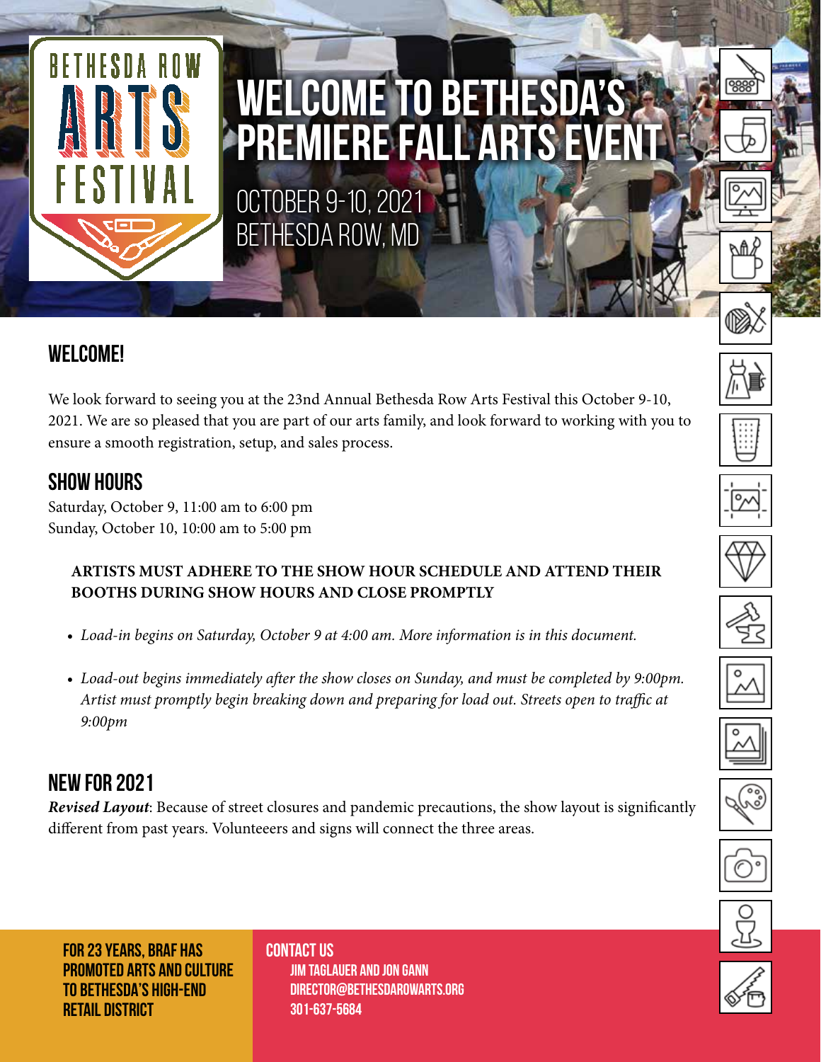BETHESDA ROW ARTS FESTIVAL

# WELCOME TO BETHESDA'S PREMIERE FALL ARTS EVENT

OCTOBER 9-10, 2021
BETHESDA ROW, MD

## WELCOME!

We look forward to seeing you at the 23nd Annual Bethesda Row Arts Festival this October 9-10, 2021. We are so pleased that you are part of our arts family, and look forward to working with you to ensure a smooth registration, setup, and sales process.

## SHOW HOURS

Saturday, October 9, 11:00 am to 6:00 pm
Sunday, October 10, 10:00 am to 5:00 pm

**ARTISTS MUST ADHERE TO THE SHOW HOUR SCHEDULE AND ATTEND THEIR BOOTHS DURING SHOW HOURS AND CLOSE PROMPTLY**

- *Load-in begins on Saturday, October 9 at 4:00 am. More information is in this document.*
- *Load-out begins immediately after the show closes on Sunday, and must be completed by 9:00pm. Artist must promptly begin breaking down and preparing for load out. Streets open to traffic at 9:00pm*

## NEW FOR 2021

***Revised Layout***: Because of street closures and pandemic precautions, the show layout is significantly different from past years. Volunteeers and signs will connect the three areas.

**FOR 23 YEARS, BRAF HAS PROMOTED ARTS AND CULTURE TO BETHESDA'S HIGH-END RETAIL DISTRICT**

**CONTACT US**
**JIM TAGLAUER AND JON GANN**
**DIRECTOR@BETHESDAROWARTS.ORG**
**301-637-5684**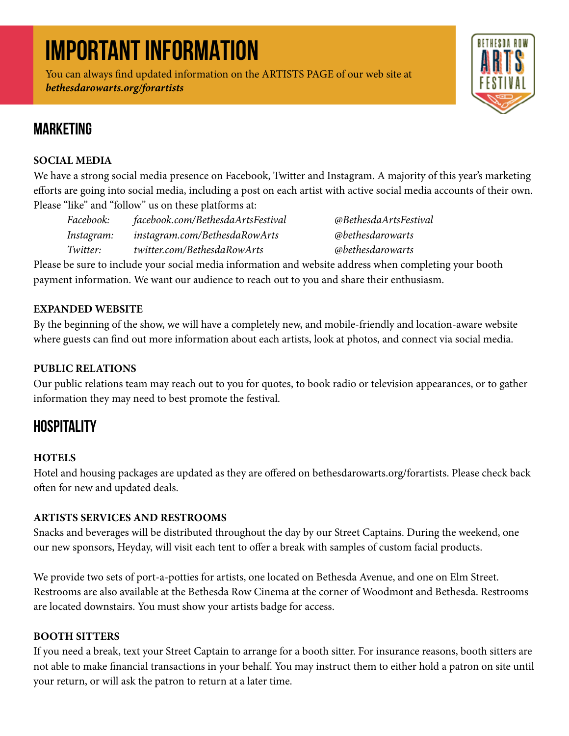# IMPORTANT INFORMATION

You can always find updated information on the ARTISTS PAGE of our web site at ***bethesdarowarts.org/forartists***

## MARKETING

### SOCIAL MEDIA

We have a strong social media presence on Facebook, Twitter and Instagram. A majority of this year's marketing efforts are going into social media, including a post on each artist with active social media accounts of their own. Please "like" and "follow" us on these platforms at:

| | | |
|---|---|---|
| *Facebook:* | *facebook.com/BethesdaArtsFestival* | *@BethesdaArtsFestival* |
| *Instagram:* | *instagram.com/BethesdaRowArts* | *@bethesdarowarts* |
| *Twitter:* | *twitter.com/BethesdaRowArts* | *@bethesdarowarts* |

Please be sure to include your social media information and website address when completing your booth payment information. We want our audience to reach out to you and share their enthusiasm.

### EXPANDED WEBSITE

By the beginning of the show, we will have a completely new, and mobile-friendly and location-aware website where guests can find out more information about each artists, look at photos, and connect via social media.

### PUBLIC RELATIONS

Our public relations team may reach out to you for quotes, to book radio or television appearances, or to gather information they may need to best promote the festival.

## HOSPITALITY

### HOTELS

Hotel and housing packages are updated as they are offered on bethesdarowarts.org/forartists. Please check back often for new and updated deals.

### ARTISTS SERVICES AND RESTROOMS

Snacks and beverages will be distributed throughout the day by our Street Captains. During the weekend, one our new sponsors, Heyday, will visit each tent to offer a break with samples of custom facial products.

We provide two sets of port-a-potties for artists, one located on Bethesda Avenue, and one on Elm Street. Restrooms are also available at the Bethesda Row Cinema at the corner of Woodmont and Bethesda. Restrooms are located downstairs. You must show your artists badge for access.

### BOOTH SITTERS

If you need a break, text your Street Captain to arrange for a booth sitter. For insurance reasons, booth sitters are not able to make financial transactions in your behalf. You may instruct them to either hold a patron on site until your return, or will ask the patron to return at a later time.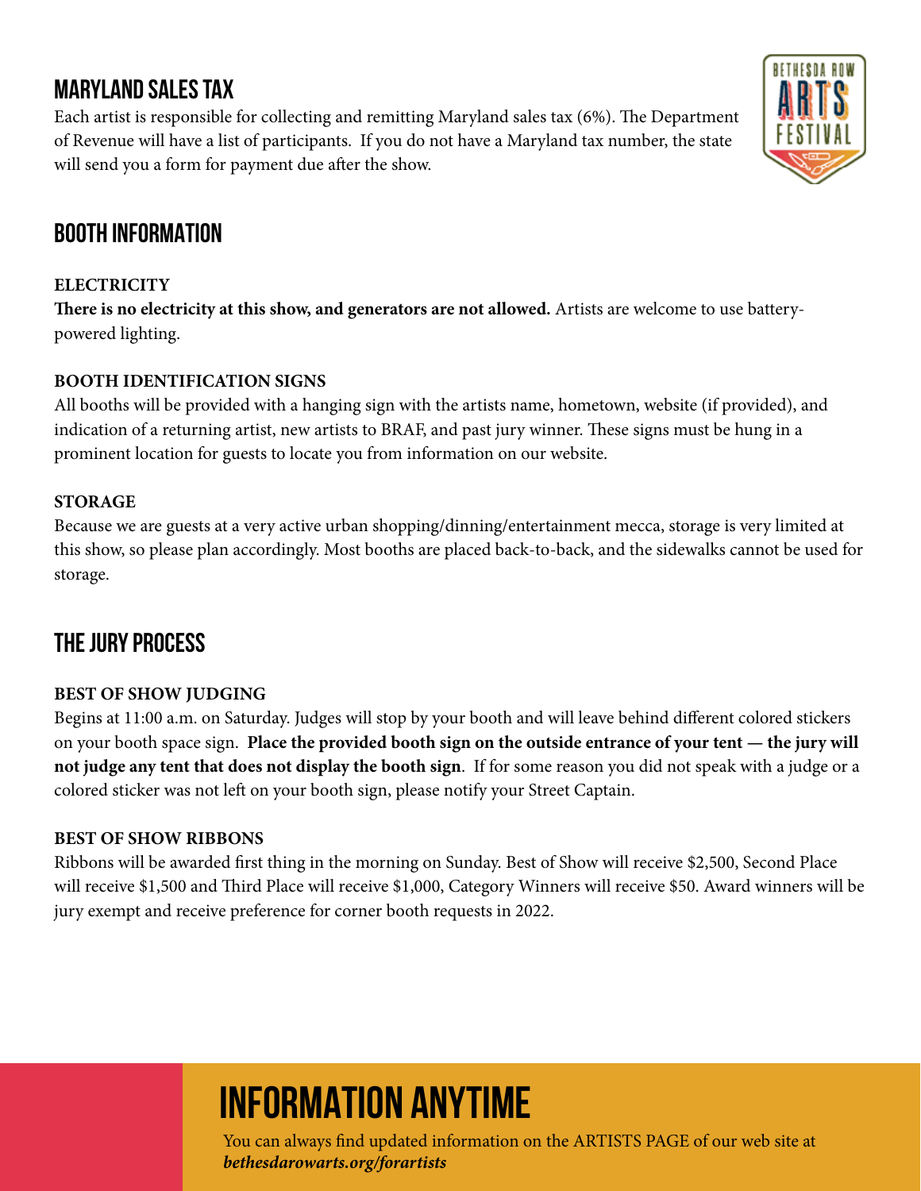## MARYLAND SALES TAX

Each artist is responsible for collecting and remitting Maryland sales tax (6%). The Department of Revenue will have a list of participants. If you do not have a Maryland tax number, the state will send you a form for payment due after the show.

## BOOTH INFORMATION

### ELECTRICITY

**There is no electricity at this show, and generators are not allowed.** Artists are welcome to use battery-powered lighting.

### BOOTH IDENTIFICATION SIGNS

All booths will be provided with a hanging sign with the artists name, hometown, website (if provided), and indication of a returning artist, new artists to BRAF, and past jury winner. These signs must be hung in a prominent location for guests to locate you from information on our website.

### STORAGE

Because we are guests at a very active urban shopping/dinning/entertainment mecca, storage is very limited at this show, so please plan accordingly. Most booths are placed back-to-back, and the sidewalks cannot be used for storage.

## THE JURY PROCESS

### BEST OF SHOW JUDGING

Begins at 11:00 a.m. on Saturday. Judges will stop by your booth and will leave behind different colored stickers on your booth space sign. **Place the provided booth sign on the outside entrance of your tent — the jury will not judge any tent that does not display the booth sign**. If for some reason you did not speak with a judge or a colored sticker was not left on your booth sign, please notify your Street Captain.

### BEST OF SHOW RIBBONS

Ribbons will be awarded first thing in the morning on Sunday. Best of Show will receive $2,500, Second Place will receive $1,500 and Third Place will receive $1,000, Category Winners will receive $50. Award winners will be jury exempt and receive preference for corner booth requests in 2022.

## INFORMATION ANYTIME

You can always find updated information on the ARTISTS PAGE of our web site at ***bethesdarowarts.org/forartists***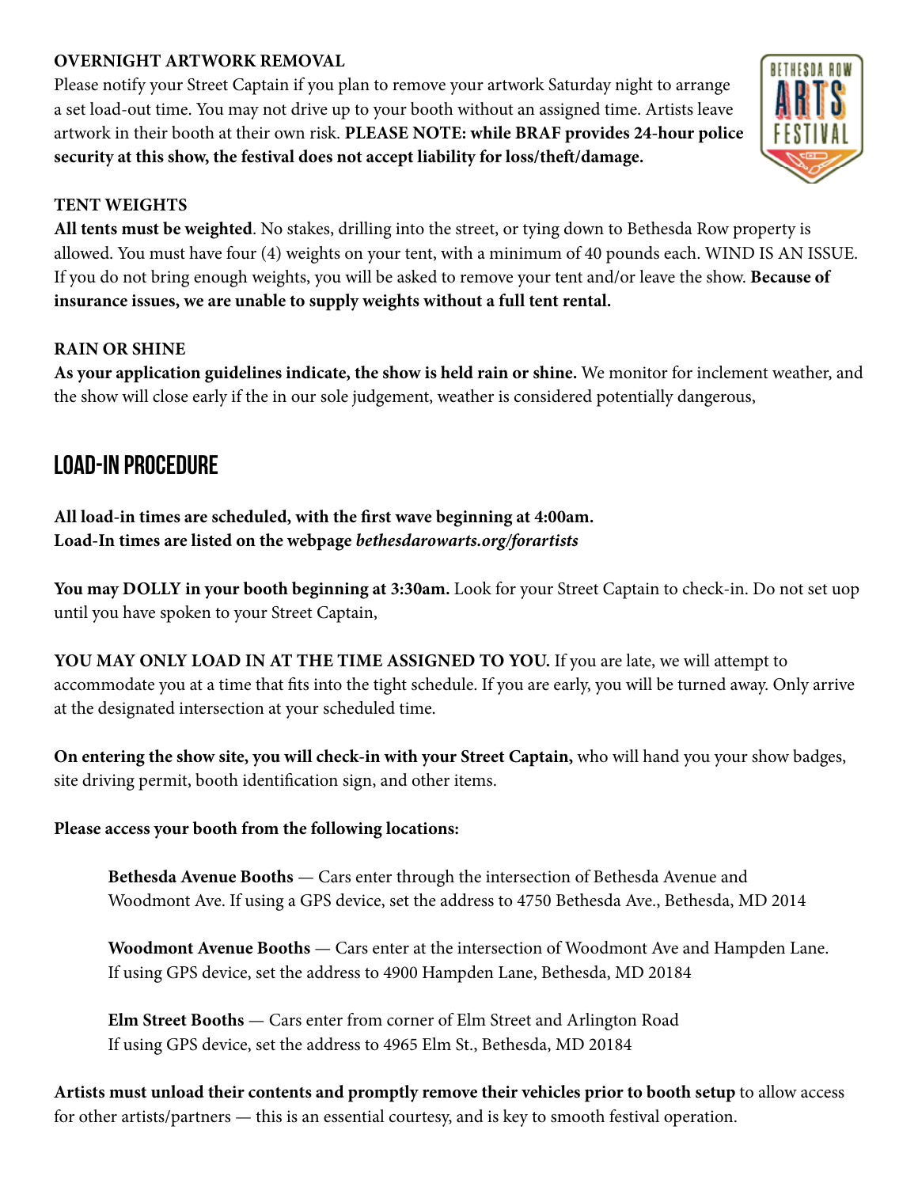**OVERNIGHT ARTWORK REMOVAL**

Please notify your Street Captain if you plan to remove your artwork Saturday night to arrange a set load-out time. You may not drive up to your booth without an assigned time. Artists leave artwork in their booth at their own risk. **PLEASE NOTE: while BRAF provides 24-hour police security at this show, the festival does not accept liability for loss/theft/damage.**

**TENT WEIGHTS**

**All tents must be weighted**. No stakes, drilling into the street, or tying down to Bethesda Row property is allowed. You must have four (4) weights on your tent, with a minimum of 40 pounds each. WIND IS AN ISSUE. If you do not bring enough weights, you will be asked to remove your tent and/or leave the show. **Because of insurance issues, we are unable to supply weights without a full tent rental.**

**RAIN OR SHINE**

**As your application guidelines indicate, the show is held rain or shine.** We monitor for inclement weather, and the show will close early if the in our sole judgement, weather is considered potentially dangerous,

## LOAD-IN PROCEDURE

**All load-in times are scheduled, with the first wave beginning at 4:00am.**
**Load-In times are listed on the webpage *bethesdarowarts.org/forartists***

**You may DOLLY in your booth beginning at 3:30am.** Look for your Street Captain to check-in. Do not set uop until you have spoken to your Street Captain,

**YOU MAY ONLY LOAD IN AT THE TIME ASSIGNED TO YOU.** If you are late, we will attempt to accommodate you at a time that fits into the tight schedule. If you are early, you will be turned away. Only arrive at the designated intersection at your scheduled time.

**On entering the show site, you will check-in with your Street Captain,** who will hand you your show badges, site driving permit, booth identification sign, and other items.

**Please access your booth from the following locations:**

> **Bethesda Avenue Booths** — Cars enter through the intersection of Bethesda Avenue and Woodmont Ave. If using a GPS device, set the address to 4750 Bethesda Ave., Bethesda, MD 2014
>
> **Woodmont Avenue Booths** — Cars enter at the intersection of Woodmont Ave and Hampden Lane. If using GPS device, set the address to 4900 Hampden Lane, Bethesda, MD 20184
>
> **Elm Street Booths** — Cars enter from corner of Elm Street and Arlington Road
> If using GPS device, set the address to 4965 Elm St., Bethesda, MD 20184

**Artists must unload their contents and promptly remove their vehicles prior to booth setup** to allow access for other artists/partners — this is an essential courtesy, and is key to smooth festival operation.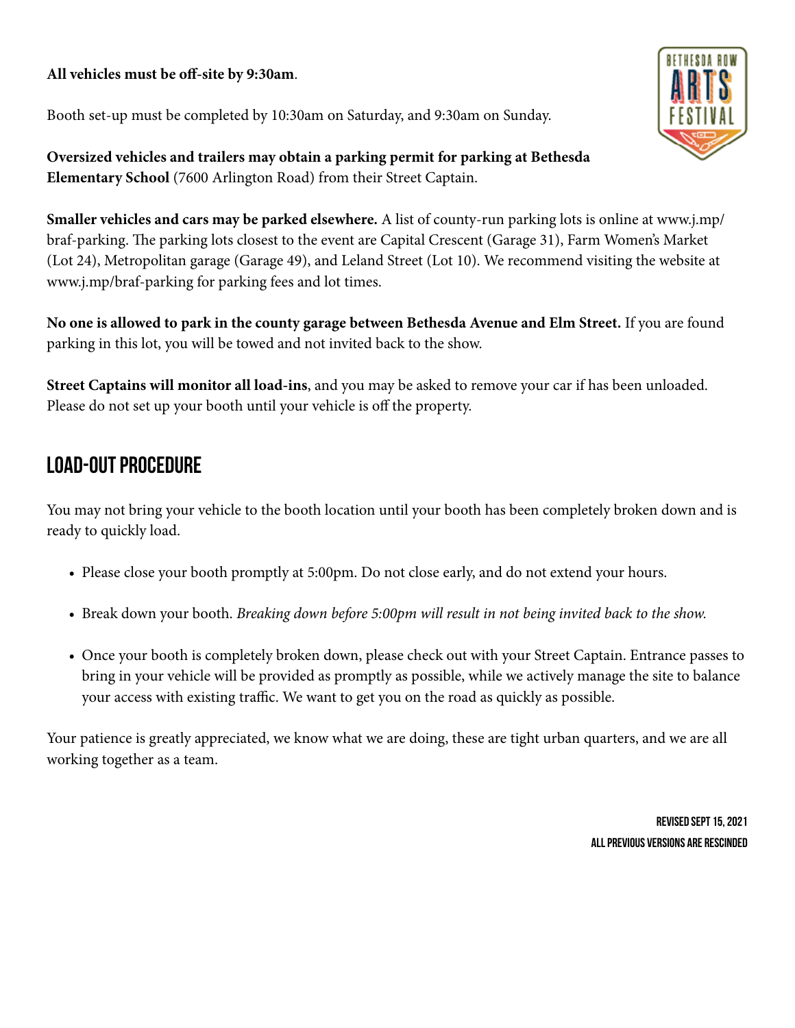**All vehicles must be off-site by 9:30am**.

Booth set-up must be completed by 10:30am on Saturday, and 9:30am on Sunday.

**Oversized vehicles and trailers may obtain a parking permit for parking at Bethesda Elementary School** (7600 Arlington Road) from their Street Captain.

**Smaller vehicles and cars may be parked elsewhere.** A list of county-run parking lots is online at www.j.mp/braf-parking. The parking lots closest to the event are Capital Crescent (Garage 31), Farm Women's Market (Lot 24), Metropolitan garage (Garage 49), and Leland Street (Lot 10). We recommend visiting the website at www.j.mp/braf-parking for parking fees and lot times.

**No one is allowed to park in the county garage between Bethesda Avenue and Elm Street.** If you are found parking in this lot, you will be towed and not invited back to the show.

**Street Captains will monitor all load-ins**, and you may be asked to remove your car if has been unloaded. Please do not set up your booth until your vehicle is off the property.

## LOAD-OUT PROCEDURE

You may not bring your vehicle to the booth location until your booth has been completely broken down and is ready to quickly load.

- Please close your booth promptly at 5:00pm. Do not close early, and do not extend your hours.
- Break down your booth. *Breaking down before 5:00pm will result in not being invited back to the show.*
- Once your booth is completely broken down, please check out with your Street Captain. Entrance passes to bring in your vehicle will be provided as promptly as possible, while we actively manage the site to balance your access with existing traffic. We want to get you on the road as quickly as possible.

Your patience is greatly appreciated, we know what we are doing, these are tight urban quarters, and we are all working together as a team.

REVISED SEPT 15, 2021
ALL PREVIOUS VERSIONS ARE RESCINDED